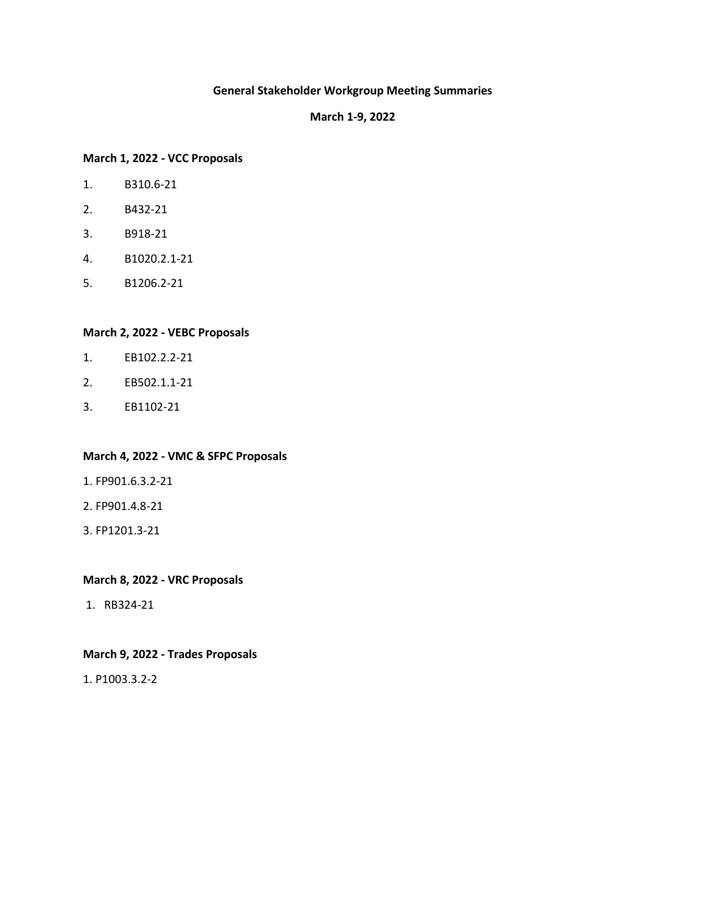# General Stakeholder Workgroup Meeting Summaries

## March 1-9, 2022

### March 1, 2022 - VCC Proposals

1. B310.6-21
2. B432-21
3. B918-21
4. B1020.2.1-21
5. B1206.2-21

### March 2, 2022 - VEBC Proposals

1. EB102.2.2-21
2. EB502.1.1-21
3. EB1102-21

### March 4, 2022 - VMC & SFPC Proposals

1. FP901.6.3.2-21
2. FP901.4.8-21
3. FP1201.3-21

### March 8, 2022 - VRC Proposals

1. RB324-21

### March 9, 2022 - Trades Proposals

1. P1003.3.2-2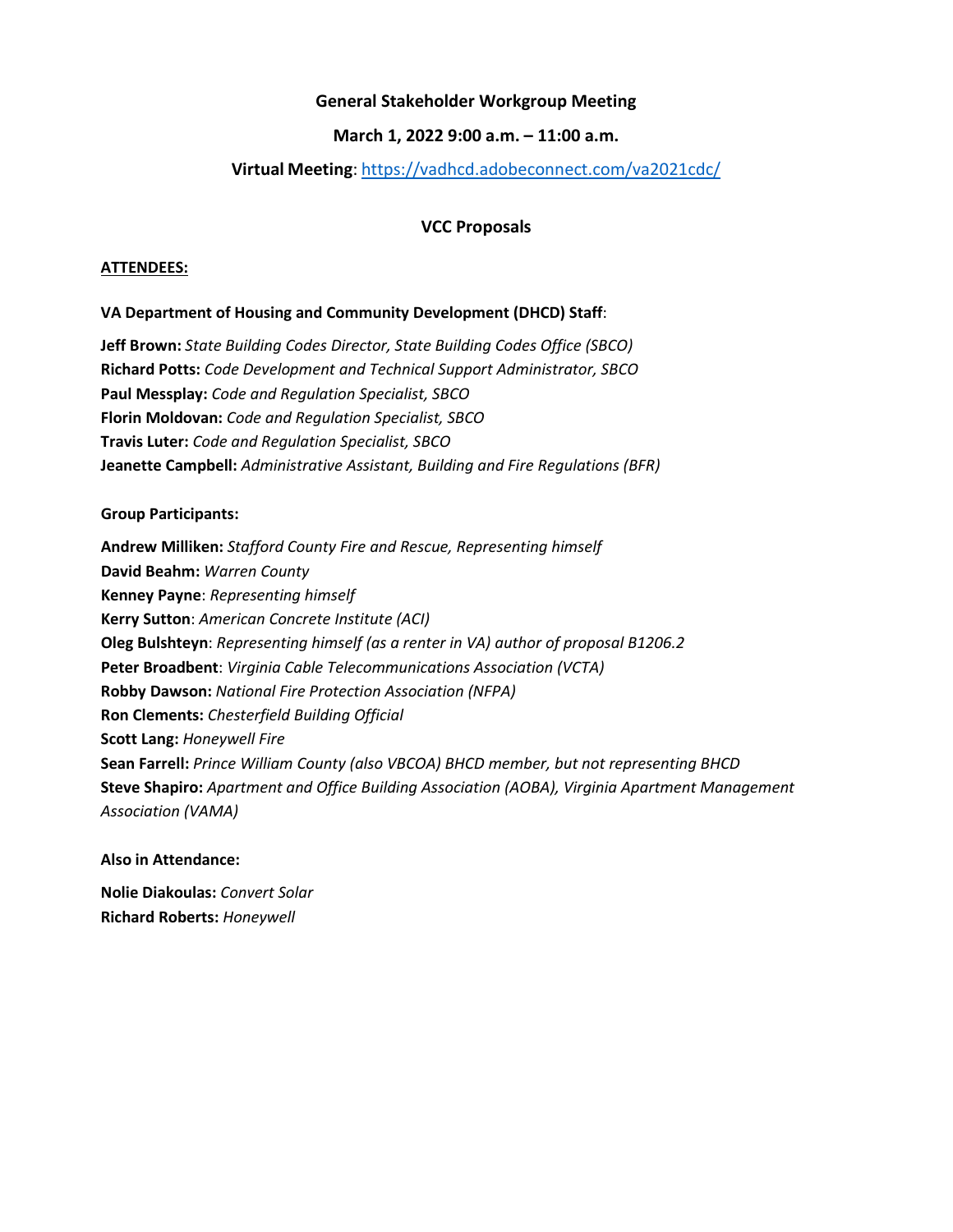**General Stakeholder Workgroup Meeting**

**March 1, 2022 9:00 a.m. – 11:00 a.m.**

**Virtual Meeting**: https://vadhcd.adobeconnect.com/va2021cdc/

**VCC Proposals**

**ATTENDEES:**

**VA Department of Housing and Community Development (DHCD) Staff**:

**Jeff Brown:** *State Building Codes Director, State Building Codes Office (SBCO)*
**Richard Potts:** *Code Development and Technical Support Administrator, SBCO*
**Paul Messplay:** *Code and Regulation Specialist, SBCO*
**Florin Moldovan:** *Code and Regulation Specialist, SBCO*
**Travis Luter:** *Code and Regulation Specialist, SBCO*
**Jeanette Campbell:** *Administrative Assistant, Building and Fire Regulations (BFR)*

**Group Participants:**

**Andrew Milliken:** *Stafford County Fire and Rescue, Representing himself*
**David Beahm:** *Warren County*
**Kenney Payne**: *Representing himself*
**Kerry Sutton**: *American Concrete Institute (ACI)*
**Oleg Bulshteyn**: *Representing himself (as a renter in VA) author of proposal B1206.2*
**Peter Broadbent**: *Virginia Cable Telecommunications Association (VCTA)*
**Robby Dawson:** *National Fire Protection Association (NFPA)*
**Ron Clements:** *Chesterfield Building Official*
**Scott Lang:** *Honeywell Fire*
**Sean Farrell:** *Prince William County (also VBCOA) BHCD member, but not representing BHCD*
**Steve Shapiro:** *Apartment and Office Building Association (AOBA), Virginia Apartment Management Association (VAMA)*

**Also in Attendance:**

**Nolie Diakoulas:** *Convert Solar*
**Richard Roberts:** *Honeywell*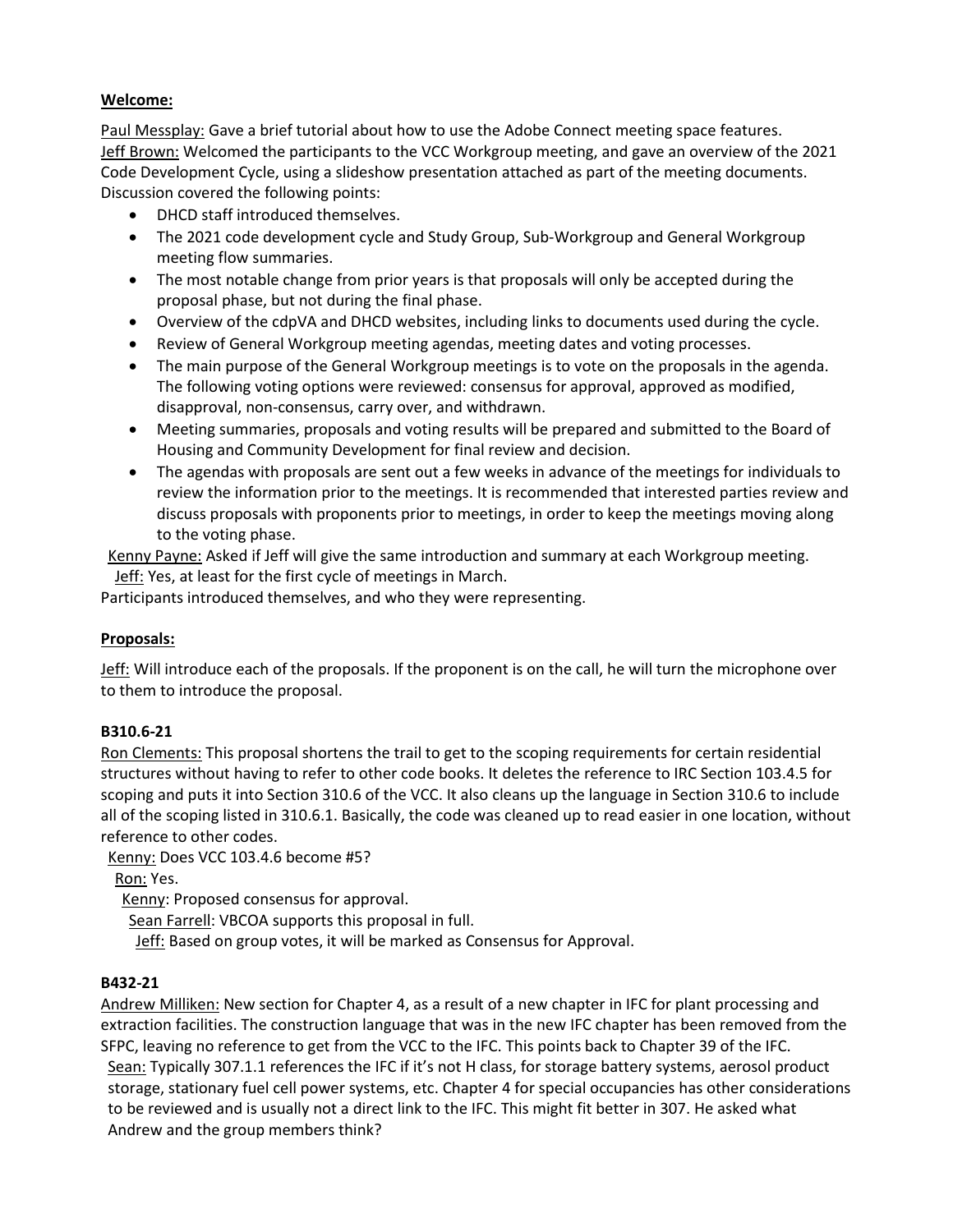**Welcome:**

Paul Messplay: Gave a brief tutorial about how to use the Adobe Connect meeting space features.
Jeff Brown: Welcomed the participants to the VCC Workgroup meeting, and gave an overview of the 2021 Code Development Cycle, using a slideshow presentation attached as part of the meeting documents. Discussion covered the following points:

- DHCD staff introduced themselves.
- The 2021 code development cycle and Study Group, Sub-Workgroup and General Workgroup meeting flow summaries.
- The most notable change from prior years is that proposals will only be accepted during the proposal phase, but not during the final phase.
- Overview of the cdpVA and DHCD websites, including links to documents used during the cycle.
- Review of General Workgroup meeting agendas, meeting dates and voting processes.
- The main purpose of the General Workgroup meetings is to vote on the proposals in the agenda. The following voting options were reviewed: consensus for approval, approved as modified, disapproval, non-consensus, carry over, and withdrawn.
- Meeting summaries, proposals and voting results will be prepared and submitted to the Board of Housing and Community Development for final review and decision.
- The agendas with proposals are sent out a few weeks in advance of the meetings for individuals to review the information prior to the meetings. It is recommended that interested parties review and discuss proposals with proponents prior to meetings, in order to keep the meetings moving along to the voting phase.

Kenny Payne: Asked if Jeff will give the same introduction and summary at each Workgroup meeting.
Jeff: Yes, at least for the first cycle of meetings in March.

Participants introduced themselves, and who they were representing.

**Proposals:**

Jeff: Will introduce each of the proposals. If the proponent is on the call, he will turn the microphone over to them to introduce the proposal.

**B310.6-21**

Ron Clements: This proposal shortens the trail to get to the scoping requirements for certain residential structures without having to refer to other code books. It deletes the reference to IRC Section 103.4.5 for scoping and puts it into Section 310.6 of the VCC. It also cleans up the language in Section 310.6 to include all of the scoping listed in 310.6.1. Basically, the code was cleaned up to read easier in one location, without reference to other codes.
Kenny: Does VCC 103.4.6 become #5?
Ron: Yes.
Kenny: Proposed consensus for approval.
Sean Farrell: VBCOA supports this proposal in full.
Jeff: Based on group votes, it will be marked as Consensus for Approval.

**B432-21**

Andrew Milliken: New section for Chapter 4, as a result of a new chapter in IFC for plant processing and extraction facilities. The construction language that was in the new IFC chapter has been removed from the SFPC, leaving no reference to get from the VCC to the IFC. This points back to Chapter 39 of the IFC.
Sean: Typically 307.1.1 references the IFC if it's not H class, for storage battery systems, aerosol product storage, stationary fuel cell power systems, etc. Chapter 4 for special occupancies has other considerations to be reviewed and is usually not a direct link to the IFC. This might fit better in 307. He asked what Andrew and the group members think?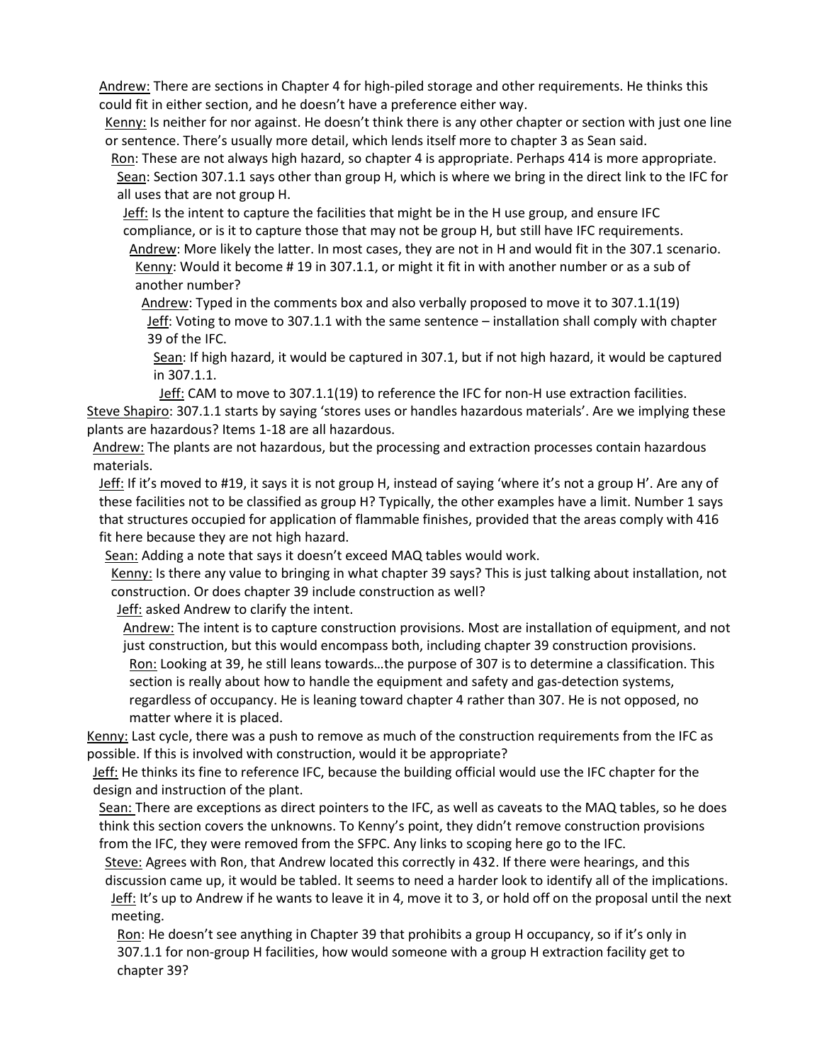Andrew: There are sections in Chapter 4 for high-piled storage and other requirements. He thinks this could fit in either section, and he doesn't have a preference either way.

Kenny: Is neither for nor against. He doesn't think there is any other chapter or section with just one line or sentence. There's usually more detail, which lends itself more to chapter 3 as Sean said.

Ron: These are not always high hazard, so chapter 4 is appropriate. Perhaps 414 is more appropriate.

Sean: Section 307.1.1 says other than group H, which is where we bring in the direct link to the IFC for all uses that are not group H.

Jeff: Is the intent to capture the facilities that might be in the H use group, and ensure IFC compliance, or is it to capture those that may not be group H, but still have IFC requirements.

Andrew: More likely the latter. In most cases, they are not in H and would fit in the 307.1 scenario.

Kenny: Would it become # 19 in 307.1.1, or might it fit in with another number or as a sub of another number?

Andrew: Typed in the comments box and also verbally proposed to move it to 307.1.1(19)

Jeff: Voting to move to 307.1.1 with the same sentence – installation shall comply with chapter 39 of the IFC.

Sean: If high hazard, it would be captured in 307.1, but if not high hazard, it would be captured in 307.1.1.

Jeff: CAM to move to 307.1.1(19) to reference the IFC for non-H use extraction facilities.

Steve Shapiro: 307.1.1 starts by saying 'stores uses or handles hazardous materials'. Are we implying these plants are hazardous? Items 1-18 are all hazardous.

Andrew: The plants are not hazardous, but the processing and extraction processes contain hazardous materials.

Jeff: If it's moved to #19, it says it is not group H, instead of saying 'where it's not a group H'. Are any of these facilities not to be classified as group H? Typically, the other examples have a limit. Number 1 says that structures occupied for application of flammable finishes, provided that the areas comply with 416 fit here because they are not high hazard.

Sean: Adding a note that says it doesn't exceed MAQ tables would work.

Kenny: Is there any value to bringing in what chapter 39 says? This is just talking about installation, not construction. Or does chapter 39 include construction as well?

Jeff: asked Andrew to clarify the intent.

Andrew: The intent is to capture construction provisions. Most are installation of equipment, and not just construction, but this would encompass both, including chapter 39 construction provisions.

Ron: Looking at 39, he still leans towards…the purpose of 307 is to determine a classification. This section is really about how to handle the equipment and safety and gas-detection systems, regardless of occupancy. He is leaning toward chapter 4 rather than 307. He is not opposed, no matter where it is placed.

Kenny: Last cycle, there was a push to remove as much of the construction requirements from the IFC as possible. If this is involved with construction, would it be appropriate?

Jeff: He thinks its fine to reference IFC, because the building official would use the IFC chapter for the design and instruction of the plant.

Sean: There are exceptions as direct pointers to the IFC, as well as caveats to the MAQ tables, so he does think this section covers the unknowns. To Kenny's point, they didn't remove construction provisions from the IFC, they were removed from the SFPC. Any links to scoping here go to the IFC.

Steve: Agrees with Ron, that Andrew located this correctly in 432. If there were hearings, and this discussion came up, it would be tabled. It seems to need a harder look to identify all of the implications.

Jeff: It's up to Andrew if he wants to leave it in 4, move it to 3, or hold off on the proposal until the next meeting.

Ron: He doesn't see anything in Chapter 39 that prohibits a group H occupancy, so if it's only in 307.1.1 for non-group H facilities, how would someone with a group H extraction facility get to chapter 39?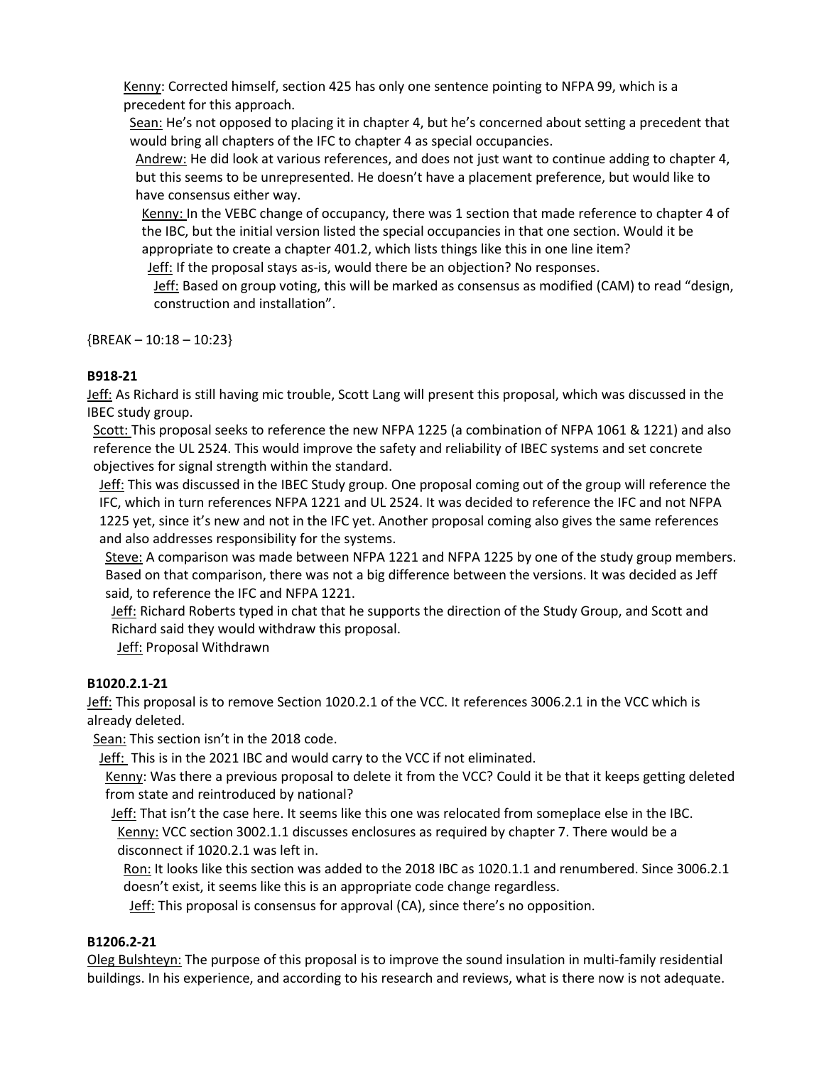Kenny: Corrected himself, section 425 has only one sentence pointing to NFPA 99, which is a precedent for this approach.

Sean: He's not opposed to placing it in chapter 4, but he's concerned about setting a precedent that would bring all chapters of the IFC to chapter 4 as special occupancies.

Andrew: He did look at various references, and does not just want to continue adding to chapter 4, but this seems to be unrepresented. He doesn't have a placement preference, but would like to have consensus either way.

Kenny: In the VEBC change of occupancy, there was 1 section that made reference to chapter 4 of the IBC, but the initial version listed the special occupancies in that one section. Would it be appropriate to create a chapter 401.2, which lists things like this in one line item?

Jeff: If the proposal stays as-is, would there be an objection? No responses.

Jeff: Based on group voting, this will be marked as consensus as modified (CAM) to read "design, construction and installation".

{BREAK – 10:18 – 10:23}

**B918-21**

Jeff: As Richard is still having mic trouble, Scott Lang will present this proposal, which was discussed in the IBEC study group.

Scott: This proposal seeks to reference the new NFPA 1225 (a combination of NFPA 1061 & 1221) and also reference the UL 2524. This would improve the safety and reliability of IBEC systems and set concrete objectives for signal strength within the standard.

Jeff: This was discussed in the IBEC Study group. One proposal coming out of the group will reference the IFC, which in turn references NFPA 1221 and UL 2524. It was decided to reference the IFC and not NFPA 1225 yet, since it's new and not in the IFC yet. Another proposal coming also gives the same references and also addresses responsibility for the systems.

Steve: A comparison was made between NFPA 1221 and NFPA 1225 by one of the study group members. Based on that comparison, there was not a big difference between the versions. It was decided as Jeff said, to reference the IFC and NFPA 1221.

Jeff: Richard Roberts typed in chat that he supports the direction of the Study Group, and Scott and Richard said they would withdraw this proposal.

Jeff: Proposal Withdrawn

**B1020.2.1-21**

Jeff: This proposal is to remove Section 1020.2.1 of the VCC. It references 3006.2.1 in the VCC which is already deleted.

Sean: This section isn't in the 2018 code.

Jeff: This is in the 2021 IBC and would carry to the VCC if not eliminated.

Kenny: Was there a previous proposal to delete it from the VCC? Could it be that it keeps getting deleted from state and reintroduced by national?

Jeff: That isn't the case here. It seems like this one was relocated from someplace else in the IBC.

Kenny: VCC section 3002.1.1 discusses enclosures as required by chapter 7. There would be a disconnect if 1020.2.1 was left in.

Ron: It looks like this section was added to the 2018 IBC as 1020.1.1 and renumbered. Since 3006.2.1 doesn't exist, it seems like this is an appropriate code change regardless.

Jeff: This proposal is consensus for approval (CA), since there's no opposition.

**B1206.2-21**

Oleg Bulshteyn: The purpose of this proposal is to improve the sound insulation in multi-family residential buildings. In his experience, and according to his research and reviews, what is there now is not adequate.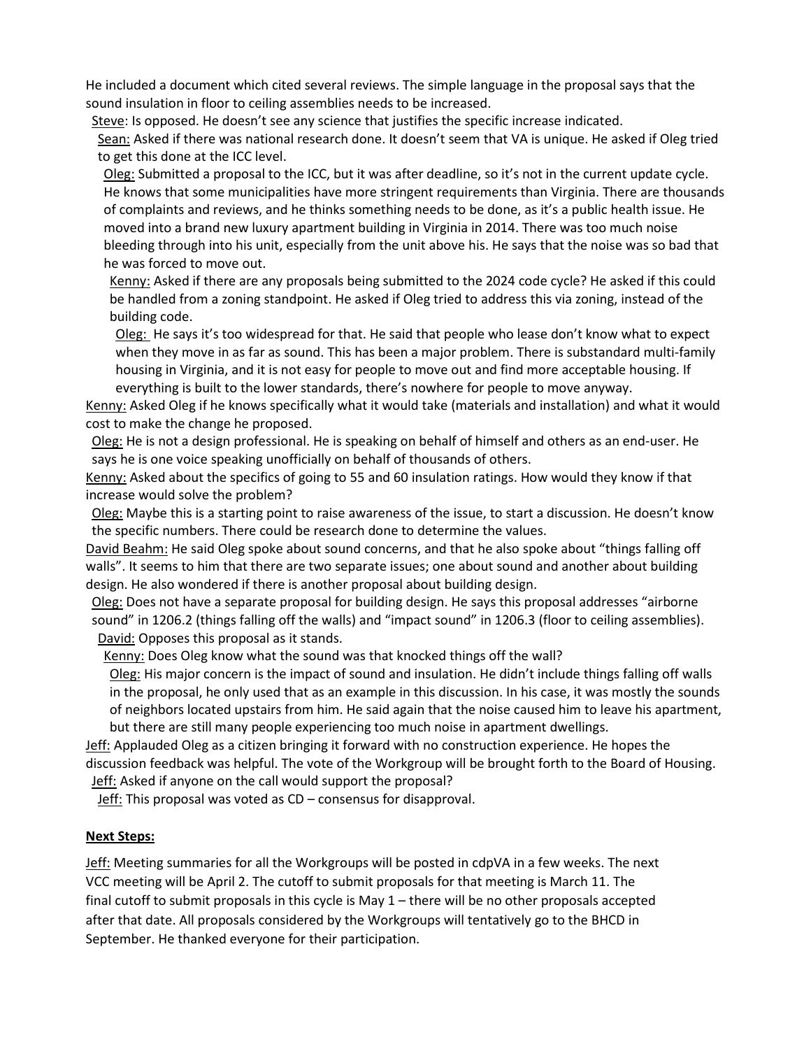He included a document which cited several reviews. The simple language in the proposal says that the sound insulation in floor to ceiling assemblies needs to be increased.

Steve: Is opposed. He doesn't see any science that justifies the specific increase indicated.

Sean: Asked if there was national research done. It doesn't seem that VA is unique. He asked if Oleg tried to get this done at the ICC level.

Oleg: Submitted a proposal to the ICC, but it was after deadline, so it's not in the current update cycle. He knows that some municipalities have more stringent requirements than Virginia. There are thousands of complaints and reviews, and he thinks something needs to be done, as it's a public health issue. He moved into a brand new luxury apartment building in Virginia in 2014. There was too much noise bleeding through into his unit, especially from the unit above his. He says that the noise was so bad that he was forced to move out.

Kenny: Asked if there are any proposals being submitted to the 2024 code cycle? He asked if this could be handled from a zoning standpoint. He asked if Oleg tried to address this via zoning, instead of the building code.

Oleg: He says it's too widespread for that. He said that people who lease don't know what to expect when they move in as far as sound. This has been a major problem. There is substandard multi-family housing in Virginia, and it is not easy for people to move out and find more acceptable housing. If everything is built to the lower standards, there's nowhere for people to move anyway.

Kenny: Asked Oleg if he knows specifically what it would take (materials and installation) and what it would cost to make the change he proposed.

Oleg: He is not a design professional. He is speaking on behalf of himself and others as an end-user. He says he is one voice speaking unofficially on behalf of thousands of others.

Kenny: Asked about the specifics of going to 55 and 60 insulation ratings. How would they know if that increase would solve the problem?

Oleg: Maybe this is a starting point to raise awareness of the issue, to start a discussion. He doesn't know the specific numbers. There could be research done to determine the values.

David Beahm: He said Oleg spoke about sound concerns, and that he also spoke about "things falling off walls". It seems to him that there are two separate issues; one about sound and another about building design. He also wondered if there is another proposal about building design.

Oleg: Does not have a separate proposal for building design. He says this proposal addresses "airborne sound" in 1206.2 (things falling off the walls) and "impact sound" in 1206.3 (floor to ceiling assemblies).

David: Opposes this proposal as it stands.

Kenny: Does Oleg know what the sound was that knocked things off the wall?

Oleg: His major concern is the impact of sound and insulation. He didn't include things falling off walls in the proposal, he only used that as an example in this discussion. In his case, it was mostly the sounds of neighbors located upstairs from him. He said again that the noise caused him to leave his apartment, but there are still many people experiencing too much noise in apartment dwellings.

Jeff: Applauded Oleg as a citizen bringing it forward with no construction experience. He hopes the discussion feedback was helpful. The vote of the Workgroup will be brought forth to the Board of Housing.

Jeff: Asked if anyone on the call would support the proposal?

Jeff: This proposal was voted as CD – consensus for disapproval.

**Next Steps:**

Jeff: Meeting summaries for all the Workgroups will be posted in cdpVA in a few weeks. The next VCC meeting will be April 2. The cutoff to submit proposals for that meeting is March 11. The final cutoff to submit proposals in this cycle is May 1 – there will be no other proposals accepted after that date. All proposals considered by the Workgroups will tentatively go to the BHCD in September. He thanked everyone for their participation.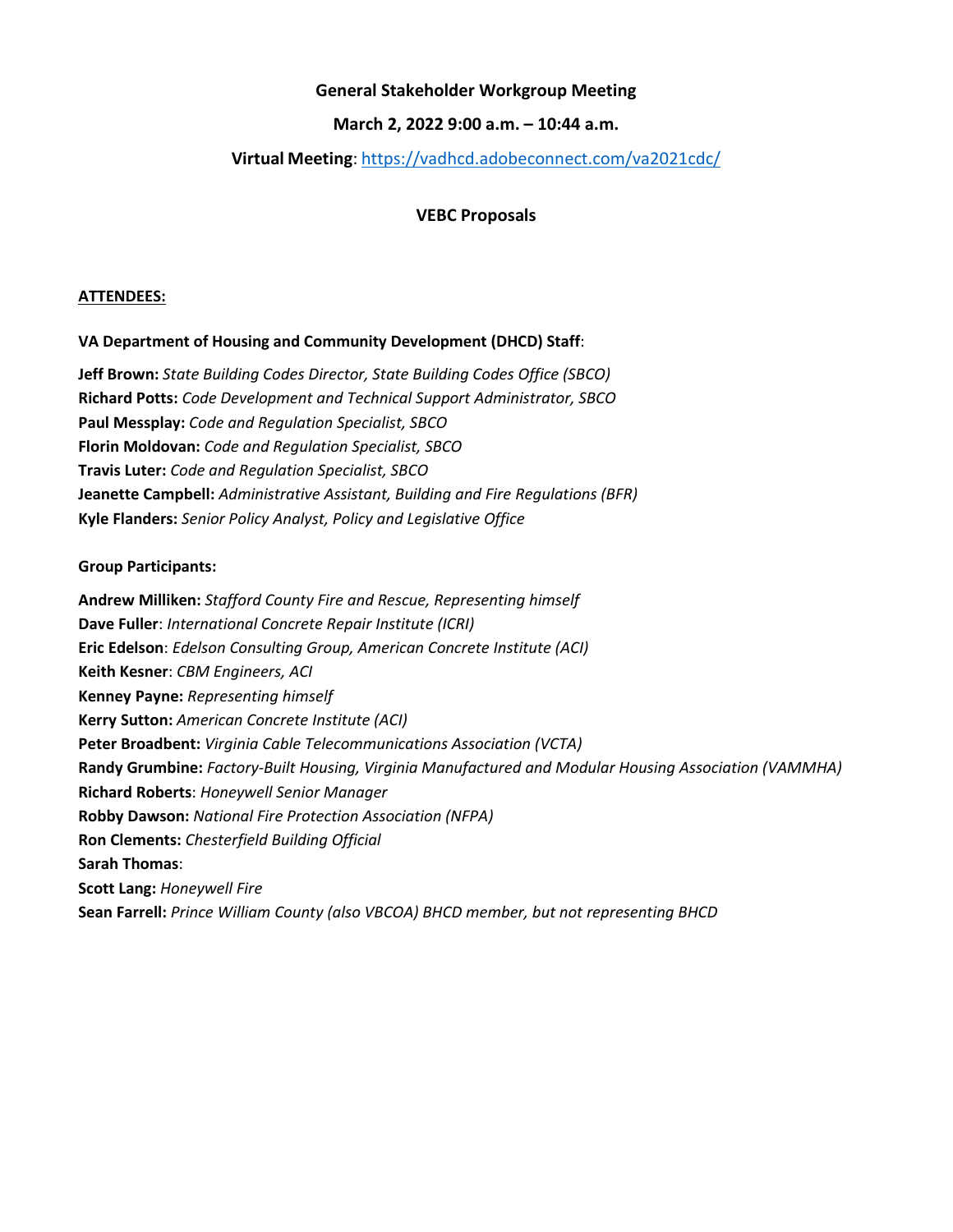**General Stakeholder Workgroup Meeting**

**March 2, 2022 9:00 a.m. – 10:44 a.m.**

**Virtual Meeting**: https://vadhcd.adobeconnect.com/va2021cdc/

**VEBC Proposals**

**ATTENDEES:**

**VA Department of Housing and Community Development (DHCD) Staff**:

**Jeff Brown:** *State Building Codes Director, State Building Codes Office (SBCO)*
**Richard Potts:** *Code Development and Technical Support Administrator, SBCO*
**Paul Messplay:** *Code and Regulation Specialist, SBCO*
**Florin Moldovan:** *Code and Regulation Specialist, SBCO*
**Travis Luter:** *Code and Regulation Specialist, SBCO*
**Jeanette Campbell:** *Administrative Assistant, Building and Fire Regulations (BFR)*
**Kyle Flanders:** *Senior Policy Analyst, Policy and Legislative Office*

**Group Participants:**

**Andrew Milliken:** *Stafford County Fire and Rescue, Representing himself*
**Dave Fuller**: *International Concrete Repair Institute (ICRI)*
**Eric Edelson**: *Edelson Consulting Group, American Concrete Institute (ACI)*
**Keith Kesner**: *CBM Engineers, ACI*
**Kenney Payne:** *Representing himself*
**Kerry Sutton:** *American Concrete Institute (ACI)*
**Peter Broadbent:** *Virginia Cable Telecommunications Association (VCTA)*
**Randy Grumbine:** *Factory-Built Housing, Virginia Manufactured and Modular Housing Association (VAMMHA)*
**Richard Roberts**: *Honeywell Senior Manager*
**Robby Dawson:** *National Fire Protection Association (NFPA)*
**Ron Clements:** *Chesterfield Building Official*
**Sarah Thomas**:
**Scott Lang:** *Honeywell Fire*
**Sean Farrell:** *Prince William County (also VBCOA) BHCD member, but not representing BHCD*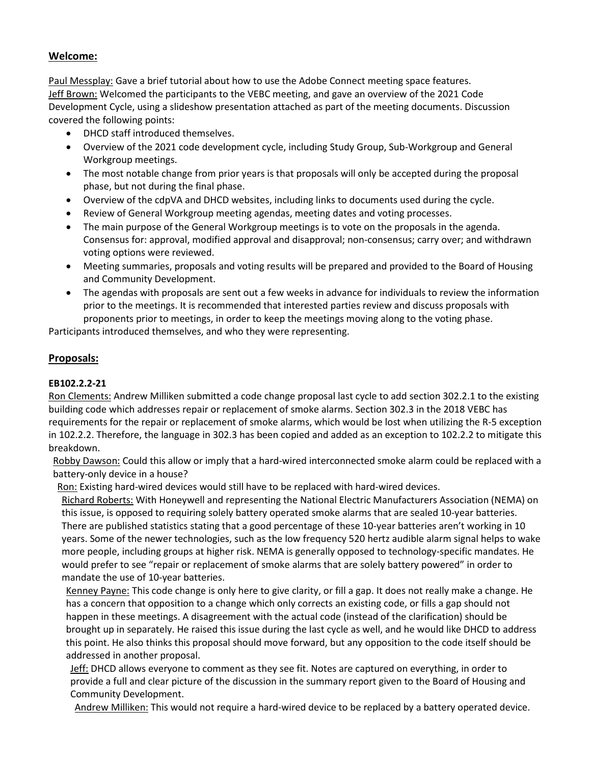## Welcome:

Paul Messplay: Gave a brief tutorial about how to use the Adobe Connect meeting space features.
Jeff Brown: Welcomed the participants to the VEBC meeting, and gave an overview of the 2021 Code Development Cycle, using a slideshow presentation attached as part of the meeting documents. Discussion covered the following points:

- DHCD staff introduced themselves.
- Overview of the 2021 code development cycle, including Study Group, Sub-Workgroup and General Workgroup meetings.
- The most notable change from prior years is that proposals will only be accepted during the proposal phase, but not during the final phase.
- Overview of the cdpVA and DHCD websites, including links to documents used during the cycle.
- Review of General Workgroup meeting agendas, meeting dates and voting processes.
- The main purpose of the General Workgroup meetings is to vote on the proposals in the agenda. Consensus for: approval, modified approval and disapproval; non-consensus; carry over; and withdrawn voting options were reviewed.
- Meeting summaries, proposals and voting results will be prepared and provided to the Board of Housing and Community Development.
- The agendas with proposals are sent out a few weeks in advance for individuals to review the information prior to the meetings. It is recommended that interested parties review and discuss proposals with proponents prior to meetings, in order to keep the meetings moving along to the voting phase.

Participants introduced themselves, and who they were representing.

## Proposals:

### EB102.2.2-21

Ron Clements: Andrew Milliken submitted a code change proposal last cycle to add section 302.2.1 to the existing building code which addresses repair or replacement of smoke alarms. Section 302.3 in the 2018 VEBC has requirements for the repair or replacement of smoke alarms, which would be lost when utilizing the R-5 exception in 102.2.2. Therefore, the language in 302.3 has been copied and added as an exception to 102.2.2 to mitigate this breakdown.

Robby Dawson: Could this allow or imply that a hard-wired interconnected smoke alarm could be replaced with a battery-only device in a house?

Ron: Existing hard-wired devices would still have to be replaced with hard-wired devices.

Richard Roberts: With Honeywell and representing the National Electric Manufacturers Association (NEMA) on this issue, is opposed to requiring solely battery operated smoke alarms that are sealed 10-year batteries. There are published statistics stating that a good percentage of these 10-year batteries aren't working in 10 years. Some of the newer technologies, such as the low frequency 520 hertz audible alarm signal helps to wake more people, including groups at higher risk. NEMA is generally opposed to technology-specific mandates. He would prefer to see "repair or replacement of smoke alarms that are solely battery powered" in order to mandate the use of 10-year batteries.

Kenney Payne: This code change is only here to give clarity, or fill a gap. It does not really make a change. He has a concern that opposition to a change which only corrects an existing code, or fills a gap should not happen in these meetings. A disagreement with the actual code (instead of the clarification) should be brought up in separately. He raised this issue during the last cycle as well, and he would like DHCD to address this point. He also thinks this proposal should move forward, but any opposition to the code itself should be addressed in another proposal.

Jeff: DHCD allows everyone to comment as they see fit. Notes are captured on everything, in order to provide a full and clear picture of the discussion in the summary report given to the Board of Housing and Community Development.

Andrew Milliken: This would not require a hard-wired device to be replaced by a battery operated device.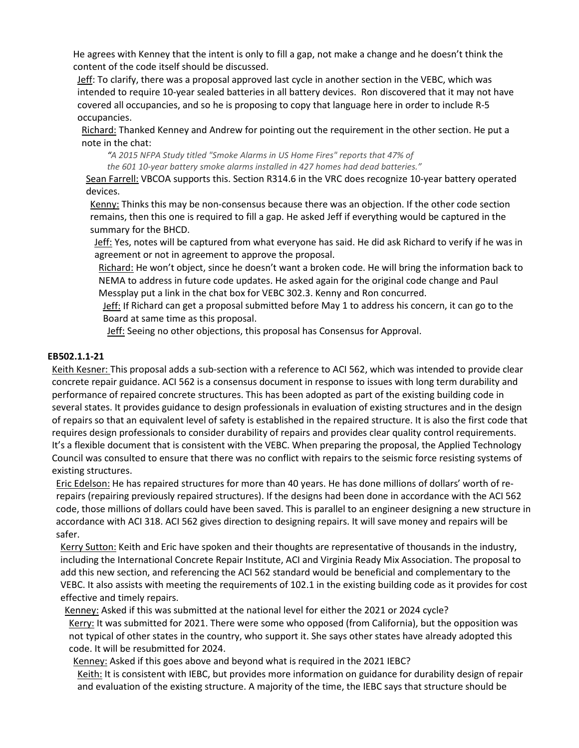He agrees with Kenney that the intent is only to fill a gap, not make a change and he doesn't think the content of the code itself should be discussed.

Jeff: To clarify, there was a proposal approved last cycle in another section in the VEBC, which was intended to require 10-year sealed batteries in all battery devices. Ron discovered that it may not have covered all occupancies, and so he is proposing to copy that language here in order to include R-5 occupancies.

Richard: Thanked Kenney and Andrew for pointing out the requirement in the other section. He put a note in the chat:

> *"A 2015 NFPA Study titled "Smoke Alarms in US Home Fires" reports that 47% of the 601 10-year battery smoke alarms installed in 427 homes had dead batteries."*

Sean Farrell: VBCOA supports this. Section R314.6 in the VRC does recognize 10-year battery operated devices.

Kenny: Thinks this may be non-consensus because there was an objection. If the other code section remains, then this one is required to fill a gap. He asked Jeff if everything would be captured in the summary for the BHCD.

Jeff: Yes, notes will be captured from what everyone has said. He did ask Richard to verify if he was in agreement or not in agreement to approve the proposal.

Richard: He won't object, since he doesn't want a broken code. He will bring the information back to NEMA to address in future code updates. He asked again for the original code change and Paul Messplay put a link in the chat box for VEBC 302.3. Kenny and Ron concurred.

Jeff: If Richard can get a proposal submitted before May 1 to address his concern, it can go to the Board at same time as this proposal.

Jeff: Seeing no other objections, this proposal has Consensus for Approval.

**EB502.1.1-21**

Keith Kesner: This proposal adds a sub-section with a reference to ACI 562, which was intended to provide clear concrete repair guidance. ACI 562 is a consensus document in response to issues with long term durability and performance of repaired concrete structures. This has been adopted as part of the existing building code in several states. It provides guidance to design professionals in evaluation of existing structures and in the design of repairs so that an equivalent level of safety is established in the repaired structure. It is also the first code that requires design professionals to consider durability of repairs and provides clear quality control requirements. It's a flexible document that is consistent with the VEBC. When preparing the proposal, the Applied Technology Council was consulted to ensure that there was no conflict with repairs to the seismic force resisting systems of existing structures.

Eric Edelson: He has repaired structures for more than 40 years. He has done millions of dollars' worth of re-repairs (repairing previously repaired structures). If the designs had been done in accordance with the ACI 562 code, those millions of dollars could have been saved. This is parallel to an engineer designing a new structure in accordance with ACI 318. ACI 562 gives direction to designing repairs. It will save money and repairs will be safer.

Kerry Sutton: Keith and Eric have spoken and their thoughts are representative of thousands in the industry, including the International Concrete Repair Institute, ACI and Virginia Ready Mix Association. The proposal to add this new section, and referencing the ACI 562 standard would be beneficial and complementary to the VEBC. It also assists with meeting the requirements of 102.1 in the existing building code as it provides for cost effective and timely repairs.

Kenney: Asked if this was submitted at the national level for either the 2021 or 2024 cycle?

Kerry: It was submitted for 2021. There were some who opposed (from California), but the opposition was not typical of other states in the country, who support it. She says other states have already adopted this code. It will be resubmitted for 2024.

Kenney: Asked if this goes above and beyond what is required in the 2021 IEBC?

Keith: It is consistent with IEBC, but provides more information on guidance for durability design of repair and evaluation of the existing structure. A majority of the time, the IEBC says that structure should be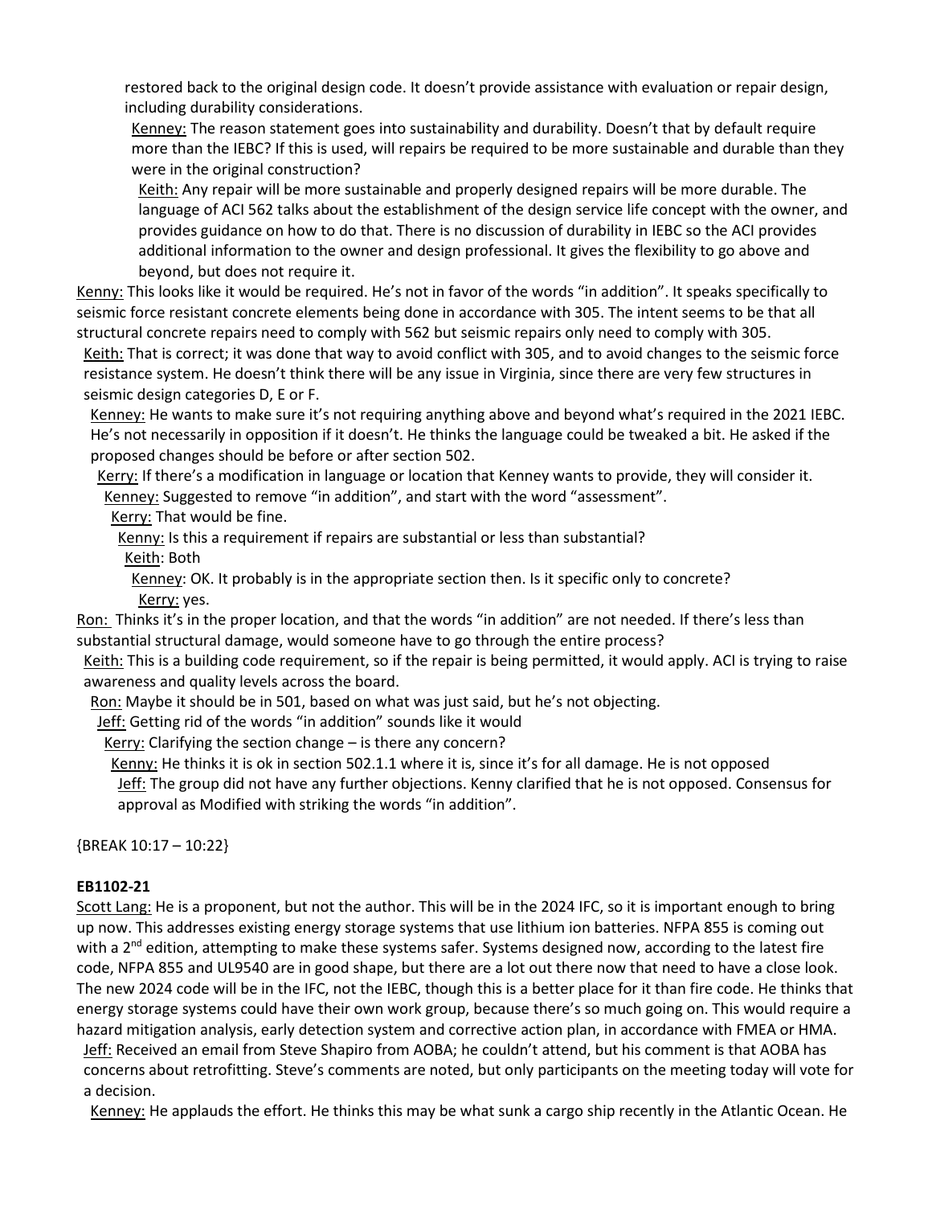restored back to the original design code. It doesn't provide assistance with evaluation or repair design, including durability considerations.

Kenney: The reason statement goes into sustainability and durability. Doesn't that by default require more than the IEBC? If this is used, will repairs be required to be more sustainable and durable than they were in the original construction?

Keith: Any repair will be more sustainable and properly designed repairs will be more durable. The language of ACI 562 talks about the establishment of the design service life concept with the owner, and provides guidance on how to do that. There is no discussion of durability in IEBC so the ACI provides additional information to the owner and design professional. It gives the flexibility to go above and beyond, but does not require it.

Kenny: This looks like it would be required. He's not in favor of the words "in addition". It speaks specifically to seismic force resistant concrete elements being done in accordance with 305. The intent seems to be that all structural concrete repairs need to comply with 562 but seismic repairs only need to comply with 305.

Keith: That is correct; it was done that way to avoid conflict with 305, and to avoid changes to the seismic force resistance system. He doesn't think there will be any issue in Virginia, since there are very few structures in seismic design categories D, E or F.

Kenney: He wants to make sure it's not requiring anything above and beyond what's required in the 2021 IEBC. He's not necessarily in opposition if it doesn't. He thinks the language could be tweaked a bit. He asked if the proposed changes should be before or after section 502.

Kerry: If there's a modification in language or location that Kenney wants to provide, they will consider it.

Kenney: Suggested to remove "in addition", and start with the word "assessment".

Kerry: That would be fine.

Kenny: Is this a requirement if repairs are substantial or less than substantial?

Keith: Both

Kenney: OK. It probably is in the appropriate section then. Is it specific only to concrete?

Kerry: yes.

Ron: Thinks it's in the proper location, and that the words "in addition" are not needed. If there's less than substantial structural damage, would someone have to go through the entire process?

Keith: This is a building code requirement, so if the repair is being permitted, it would apply. ACI is trying to raise awareness and quality levels across the board.

Ron: Maybe it should be in 501, based on what was just said, but he's not objecting.

Jeff: Getting rid of the words "in addition" sounds like it would

Kerry: Clarifying the section change – is there any concern?

Kenny: He thinks it is ok in section 502.1.1 where it is, since it's for all damage. He is not opposed

Jeff: The group did not have any further objections. Kenny clarified that he is not opposed. Consensus for approval as Modified with striking the words "in addition".

{BREAK 10:17 – 10:22}

**EB1102-21**

Scott Lang: He is a proponent, but not the author. This will be in the 2024 IFC, so it is important enough to bring up now. This addresses existing energy storage systems that use lithium ion batteries. NFPA 855 is coming out with a 2nd edition, attempting to make these systems safer. Systems designed now, according to the latest fire code, NFPA 855 and UL9540 are in good shape, but there are a lot out there now that need to have a close look. The new 2024 code will be in the IFC, not the IEBC, though this is a better place for it than fire code. He thinks that energy storage systems could have their own work group, because there's so much going on. This would require a hazard mitigation analysis, early detection system and corrective action plan, in accordance with FMEA or HMA.

Jeff: Received an email from Steve Shapiro from AOBA; he couldn't attend, but his comment is that AOBA has concerns about retrofitting. Steve's comments are noted, but only participants on the meeting today will vote for a decision.

Kenney: He applauds the effort. He thinks this may be what sunk a cargo ship recently in the Atlantic Ocean. He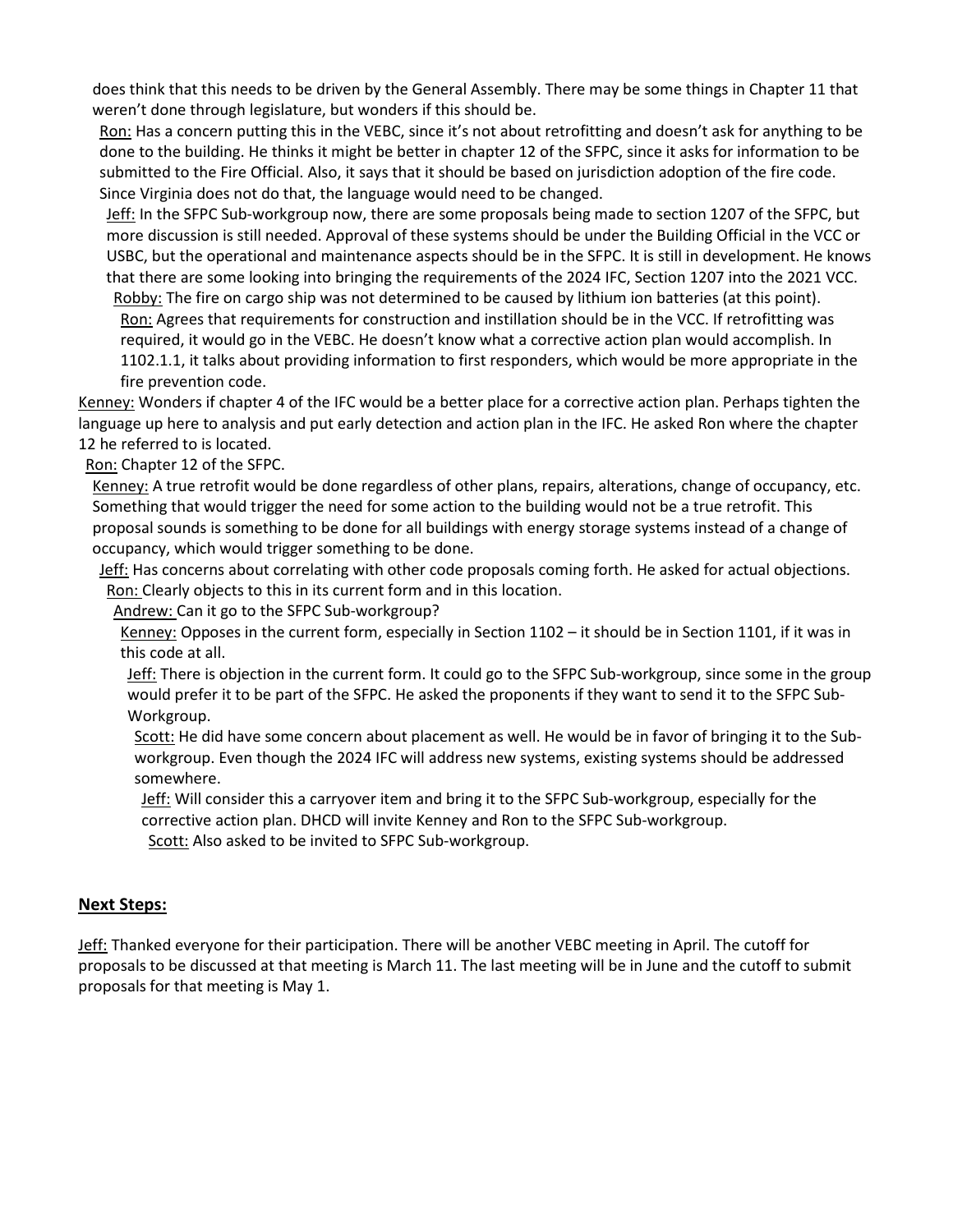does think that this needs to be driven by the General Assembly. There may be some things in Chapter 11 that weren't done through legislature, but wonders if this should be.

Ron: Has a concern putting this in the VEBC, since it's not about retrofitting and doesn't ask for anything to be done to the building. He thinks it might be better in chapter 12 of the SFPC, since it asks for information to be submitted to the Fire Official. Also, it says that it should be based on jurisdiction adoption of the fire code. Since Virginia does not do that, the language would need to be changed.

Jeff: In the SFPC Sub-workgroup now, there are some proposals being made to section 1207 of the SFPC, but more discussion is still needed. Approval of these systems should be under the Building Official in the VCC or USBC, but the operational and maintenance aspects should be in the SFPC. It is still in development. He knows that there are some looking into bringing the requirements of the 2024 IFC, Section 1207 into the 2021 VCC.

Robby: The fire on cargo ship was not determined to be caused by lithium ion batteries (at this point).

Ron: Agrees that requirements for construction and instillation should be in the VCC. If retrofitting was required, it would go in the VEBC. He doesn't know what a corrective action plan would accomplish. In 1102.1.1, it talks about providing information to first responders, which would be more appropriate in the fire prevention code.

Kenney: Wonders if chapter 4 of the IFC would be a better place for a corrective action plan. Perhaps tighten the language up here to analysis and put early detection and action plan in the IFC. He asked Ron where the chapter 12 he referred to is located.

Ron: Chapter 12 of the SFPC.

Kenney: A true retrofit would be done regardless of other plans, repairs, alterations, change of occupancy, etc. Something that would trigger the need for some action to the building would not be a true retrofit. This proposal sounds is something to be done for all buildings with energy storage systems instead of a change of occupancy, which would trigger something to be done.

Jeff: Has concerns about correlating with other code proposals coming forth. He asked for actual objections.

Ron: Clearly objects to this in its current form and in this location.

Andrew: Can it go to the SFPC Sub-workgroup?

Kenney: Opposes in the current form, especially in Section 1102 – it should be in Section 1101, if it was in this code at all.

Jeff: There is objection in the current form. It could go to the SFPC Sub-workgroup, since some in the group would prefer it to be part of the SFPC. He asked the proponents if they want to send it to the SFPC Sub-Workgroup.

Scott: He did have some concern about placement as well. He would be in favor of bringing it to the Sub-workgroup. Even though the 2024 IFC will address new systems, existing systems should be addressed somewhere.

Jeff: Will consider this a carryover item and bring it to the SFPC Sub-workgroup, especially for the corrective action plan. DHCD will invite Kenney and Ron to the SFPC Sub-workgroup.

Scott: Also asked to be invited to SFPC Sub-workgroup.

## Next Steps:

Jeff: Thanked everyone for their participation. There will be another VEBC meeting in April. The cutoff for proposals to be discussed at that meeting is March 11. The last meeting will be in June and the cutoff to submit proposals for that meeting is May 1.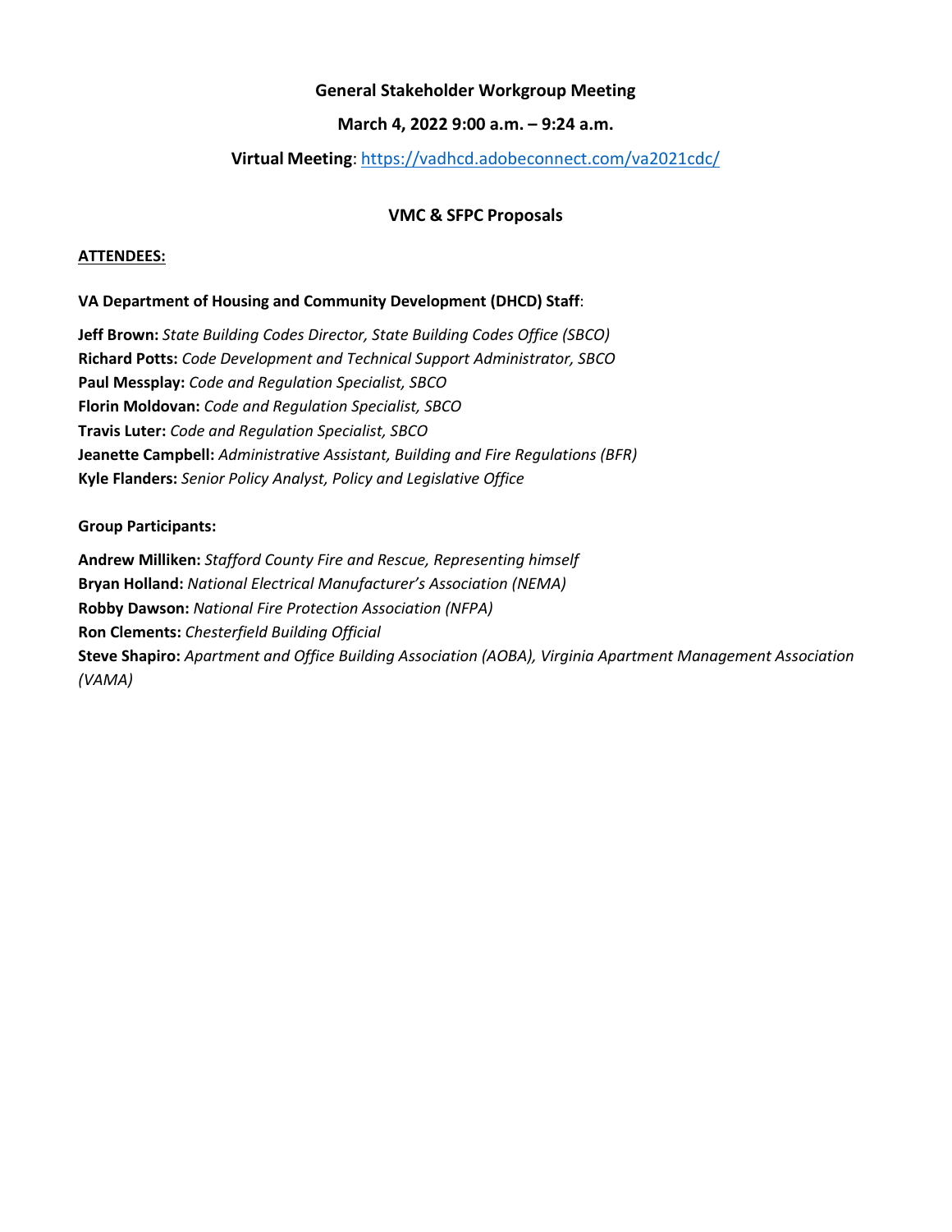**General Stakeholder Workgroup Meeting**

**March 4, 2022 9:00 a.m. – 9:24 a.m.**

**Virtual Meeting**: https://vadhcd.adobeconnect.com/va2021cdc/

**VMC & SFPC Proposals**

**ATTENDEES:**

**VA Department of Housing and Community Development (DHCD) Staff**:

**Jeff Brown:** *State Building Codes Director, State Building Codes Office (SBCO)*
**Richard Potts:** *Code Development and Technical Support Administrator, SBCO*
**Paul Messplay:** *Code and Regulation Specialist, SBCO*
**Florin Moldovan:** *Code and Regulation Specialist, SBCO*
**Travis Luter:** *Code and Regulation Specialist, SBCO*
**Jeanette Campbell:** *Administrative Assistant, Building and Fire Regulations (BFR)*
**Kyle Flanders:** *Senior Policy Analyst, Policy and Legislative Office*

**Group Participants:**

**Andrew Milliken:** *Stafford County Fire and Rescue, Representing himself*
**Bryan Holland:** *National Electrical Manufacturer's Association (NEMA)*
**Robby Dawson:** *National Fire Protection Association (NFPA)*
**Ron Clements:** *Chesterfield Building Official*
**Steve Shapiro:** *Apartment and Office Building Association (AOBA), Virginia Apartment Management Association (VAMA)*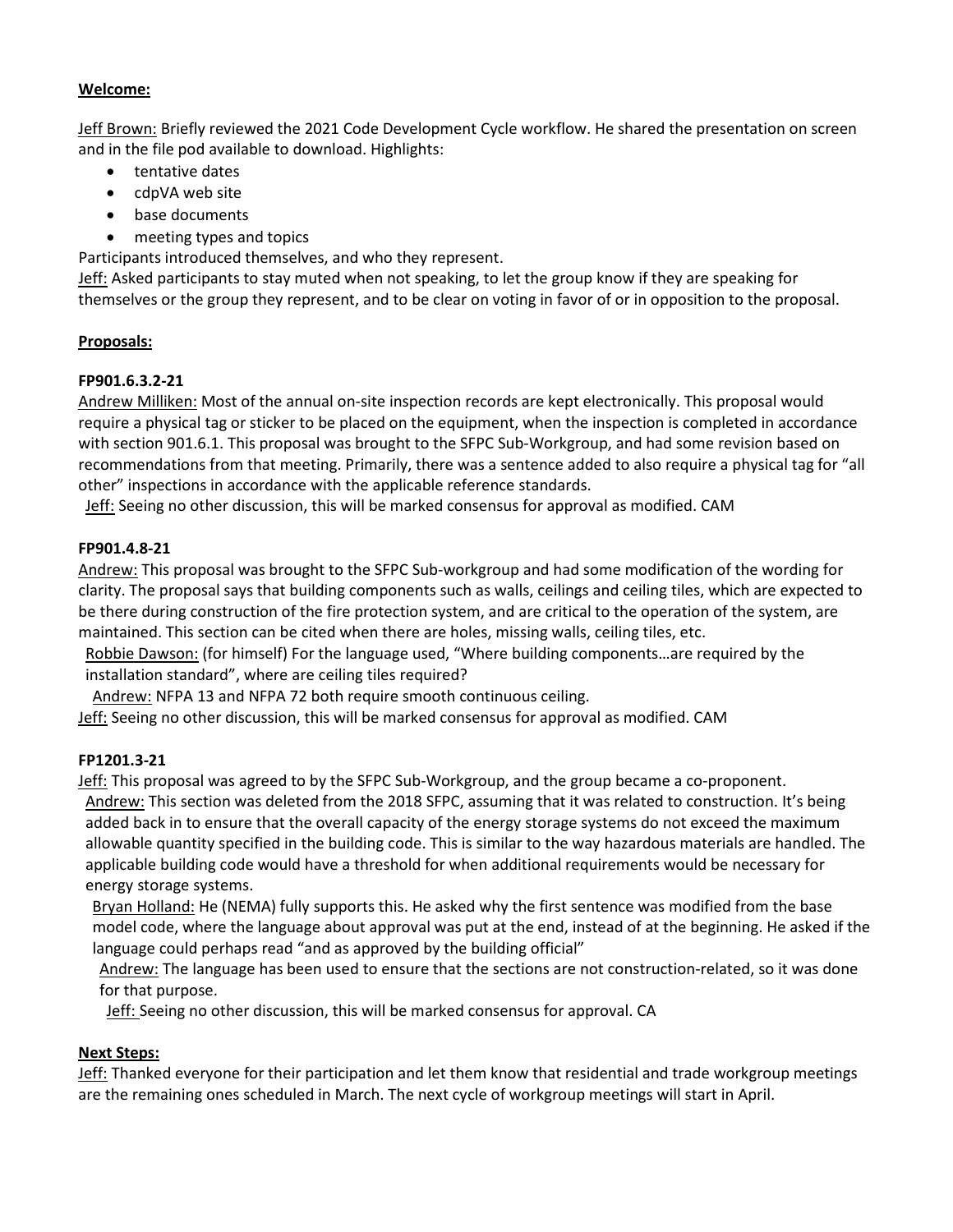**Welcome:**

Jeff Brown: Briefly reviewed the 2021 Code Development Cycle workflow. He shared the presentation on screen and in the file pod available to download. Highlights:

- tentative dates
- cdpVA web site
- base documents
- meeting types and topics

Participants introduced themselves, and who they represent.

Jeff: Asked participants to stay muted when not speaking, to let the group know if they are speaking for themselves or the group they represent, and to be clear on voting in favor of or in opposition to the proposal.

**Proposals:**

**FP901.6.3.2-21**

Andrew Milliken: Most of the annual on-site inspection records are kept electronically. This proposal would require a physical tag or sticker to be placed on the equipment, when the inspection is completed in accordance with section 901.6.1. This proposal was brought to the SFPC Sub-Workgroup, and had some revision based on recommendations from that meeting. Primarily, there was a sentence added to also require a physical tag for "all other" inspections in accordance with the applicable reference standards.

Jeff: Seeing no other discussion, this will be marked consensus for approval as modified. CAM

**FP901.4.8-21**

Andrew: This proposal was brought to the SFPC Sub-workgroup and had some modification of the wording for clarity. The proposal says that building components such as walls, ceilings and ceiling tiles, which are expected to be there during construction of the fire protection system, and are critical to the operation of the system, are maintained. This section can be cited when there are holes, missing walls, ceiling tiles, etc.

Robbie Dawson: (for himself) For the language used, "Where building components…are required by the installation standard", where are ceiling tiles required?

Andrew: NFPA 13 and NFPA 72 both require smooth continuous ceiling.

Jeff: Seeing no other discussion, this will be marked consensus for approval as modified. CAM

**FP1201.3-21**

Jeff: This proposal was agreed to by the SFPC Sub-Workgroup, and the group became a co-proponent.

Andrew: This section was deleted from the 2018 SFPC, assuming that it was related to construction. It's being added back in to ensure that the overall capacity of the energy storage systems do not exceed the maximum allowable quantity specified in the building code. This is similar to the way hazardous materials are handled. The applicable building code would have a threshold for when additional requirements would be necessary for energy storage systems.

Bryan Holland: He (NEMA) fully supports this. He asked why the first sentence was modified from the base model code, where the language about approval was put at the end, instead of at the beginning. He asked if the language could perhaps read "and as approved by the building official"

Andrew: The language has been used to ensure that the sections are not construction-related, so it was done for that purpose.

Jeff: Seeing no other discussion, this will be marked consensus for approval. CA

**Next Steps:**

Jeff: Thanked everyone for their participation and let them know that residential and trade workgroup meetings are the remaining ones scheduled in March. The next cycle of workgroup meetings will start in April.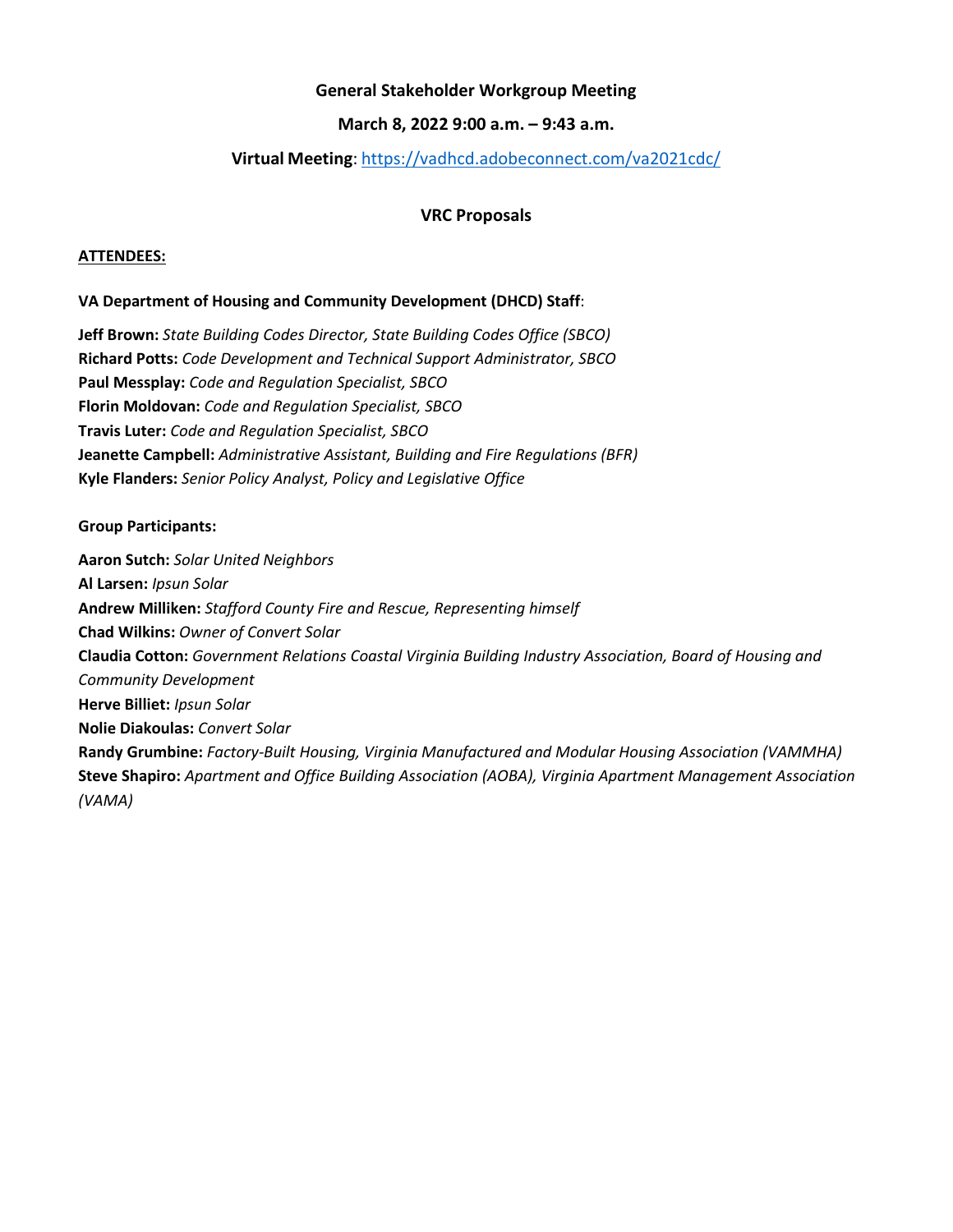**General Stakeholder Workgroup Meeting**

**March 8, 2022 9:00 a.m. – 9:43 a.m.**

**Virtual Meeting**: https://vadhcd.adobeconnect.com/va2021cdc/

**VRC Proposals**

**ATTENDEES:**

**VA Department of Housing and Community Development (DHCD) Staff**:

**Jeff Brown:** *State Building Codes Director, State Building Codes Office (SBCO)*
**Richard Potts:** *Code Development and Technical Support Administrator, SBCO*
**Paul Messplay:** *Code and Regulation Specialist, SBCO*
**Florin Moldovan:** *Code and Regulation Specialist, SBCO*
**Travis Luter:** *Code and Regulation Specialist, SBCO*
**Jeanette Campbell:** *Administrative Assistant, Building and Fire Regulations (BFR)*
**Kyle Flanders:** *Senior Policy Analyst, Policy and Legislative Office*

**Group Participants:**

**Aaron Sutch:** *Solar United Neighbors*
**Al Larsen:** *Ipsun Solar*
**Andrew Milliken:** *Stafford County Fire and Rescue, Representing himself*
**Chad Wilkins:** *Owner of Convert Solar*
**Claudia Cotton:** *Government Relations Coastal Virginia Building Industry Association, Board of Housing and Community Development*
**Herve Billiet:** *Ipsun Solar*
**Nolie Diakoulas:** *Convert Solar*
**Randy Grumbine:** *Factory-Built Housing, Virginia Manufactured and Modular Housing Association (VAMMHA)*
**Steve Shapiro:** *Apartment and Office Building Association (AOBA), Virginia Apartment Management Association (VAMA)*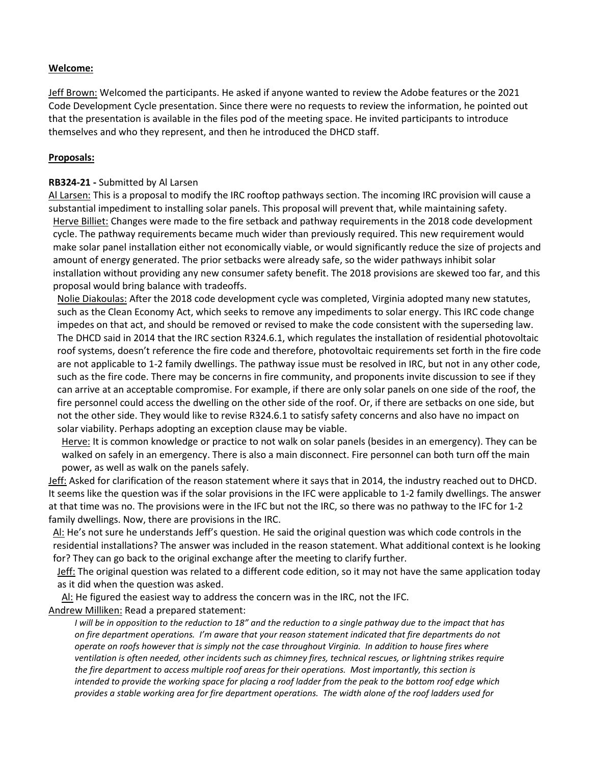**Welcome:**

Jeff Brown: Welcomed the participants. He asked if anyone wanted to review the Adobe features or the 2021 Code Development Cycle presentation. Since there were no requests to review the information, he pointed out that the presentation is available in the files pod of the meeting space. He invited participants to introduce themselves and who they represent, and then he introduced the DHCD staff.

**Proposals:**

**RB324-21 -** Submitted by Al Larsen

Al Larsen: This is a proposal to modify the IRC rooftop pathways section. The incoming IRC provision will cause a substantial impediment to installing solar panels. This proposal will prevent that, while maintaining safety.

Herve Billiet: Changes were made to the fire setback and pathway requirements in the 2018 code development cycle. The pathway requirements became much wider than previously required. This new requirement would make solar panel installation either not economically viable, or would significantly reduce the size of projects and amount of energy generated. The prior setbacks were already safe, so the wider pathways inhibit solar installation without providing any new consumer safety benefit. The 2018 provisions are skewed too far, and this proposal would bring balance with tradeoffs.

Nolie Diakoulas: After the 2018 code development cycle was completed, Virginia adopted many new statutes, such as the Clean Economy Act, which seeks to remove any impediments to solar energy. This IRC code change impedes on that act, and should be removed or revised to make the code consistent with the superseding law. The DHCD said in 2014 that the IRC section R324.6.1, which regulates the installation of residential photovoltaic roof systems, doesn't reference the fire code and therefore, photovoltaic requirements set forth in the fire code are not applicable to 1-2 family dwellings. The pathway issue must be resolved in IRC, but not in any other code, such as the fire code. There may be concerns in fire community, and proponents invite discussion to see if they can arrive at an acceptable compromise. For example, if there are only solar panels on one side of the roof, the fire personnel could access the dwelling on the other side of the roof. Or, if there are setbacks on one side, but not the other side. They would like to revise R324.6.1 to satisfy safety concerns and also have no impact on solar viability. Perhaps adopting an exception clause may be viable.

Herve: It is common knowledge or practice to not walk on solar panels (besides in an emergency). They can be walked on safely in an emergency. There is also a main disconnect. Fire personnel can both turn off the main power, as well as walk on the panels safely.

Jeff: Asked for clarification of the reason statement where it says that in 2014, the industry reached out to DHCD. It seems like the question was if the solar provisions in the IFC were applicable to 1-2 family dwellings. The answer at that time was no. The provisions were in the IFC but not the IRC, so there was no pathway to the IFC for 1-2 family dwellings. Now, there are provisions in the IRC.

Al: He's not sure he understands Jeff's question. He said the original question was which code controls in the residential installations? The answer was included in the reason statement. What additional context is he looking for? They can go back to the original exchange after the meeting to clarify further.

Jeff: The original question was related to a different code edition, so it may not have the same application today as it did when the question was asked.

Al: He figured the easiest way to address the concern was in the IRC, not the IFC.

Andrew Milliken: Read a prepared statement:

*I will be in opposition to the reduction to 18" and the reduction to a single pathway due to the impact that has on fire department operations. I'm aware that your reason statement indicated that fire departments do not operate on roofs however that is simply not the case throughout Virginia. In addition to house fires where ventilation is often needed, other incidents such as chimney fires, technical rescues, or lightning strikes require the fire department to access multiple roof areas for their operations. Most importantly, this section is intended to provide the working space for placing a roof ladder from the peak to the bottom roof edge which provides a stable working area for fire department operations. The width alone of the roof ladders used for*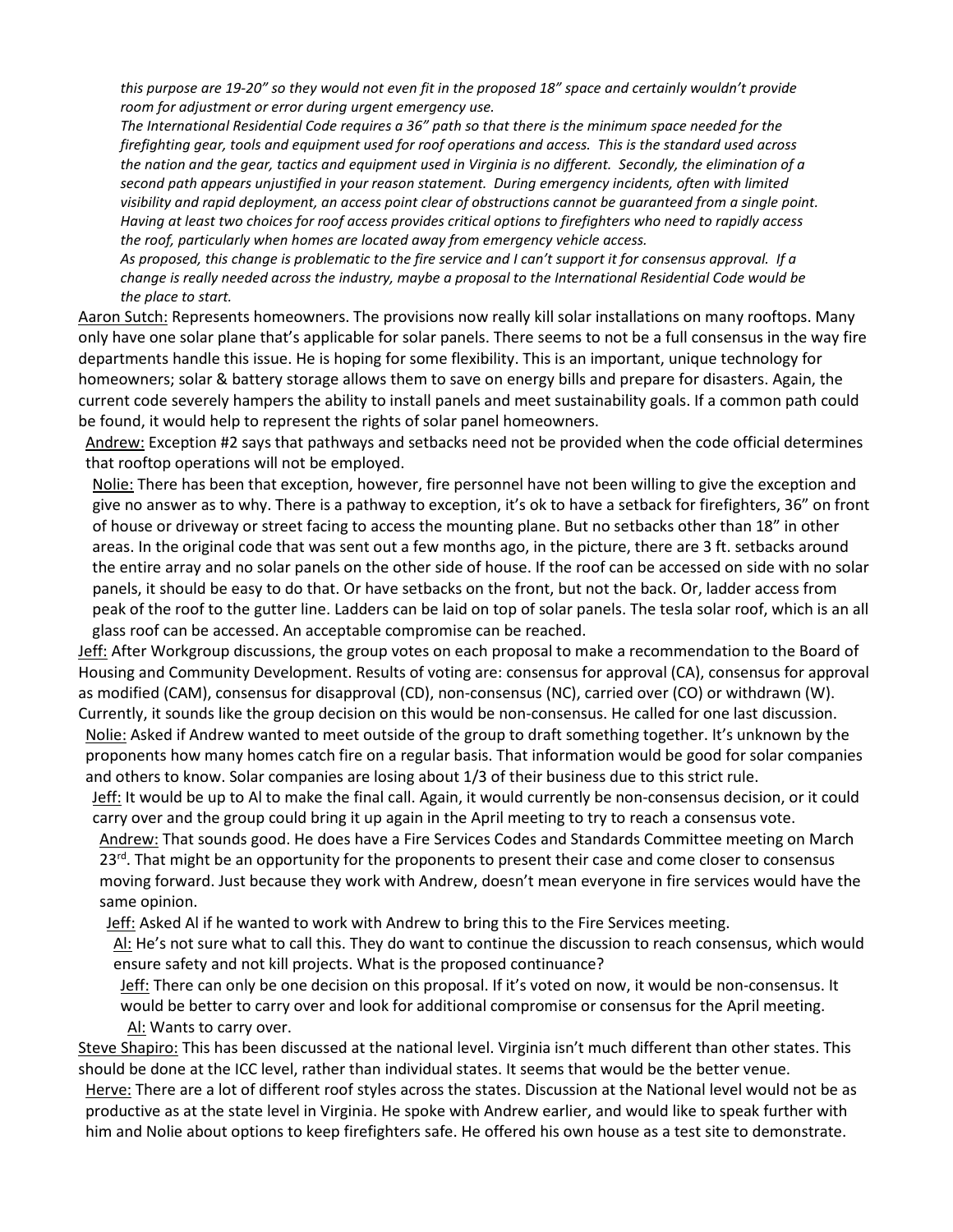*this purpose are 19-20" so they would not even fit in the proposed 18" space and certainly wouldn't provide room for adjustment or error during urgent emergency use.*

*The International Residential Code requires a 36" path so that there is the minimum space needed for the firefighting gear, tools and equipment used for roof operations and access. This is the standard used across the nation and the gear, tactics and equipment used in Virginia is no different. Secondly, the elimination of a second path appears unjustified in your reason statement. During emergency incidents, often with limited visibility and rapid deployment, an access point clear of obstructions cannot be guaranteed from a single point. Having at least two choices for roof access provides critical options to firefighters who need to rapidly access the roof, particularly when homes are located away from emergency vehicle access.*

*As proposed, this change is problematic to the fire service and I can't support it for consensus approval. If a change is really needed across the industry, maybe a proposal to the International Residential Code would be the place to start.*

Aaron Sutch: Represents homeowners. The provisions now really kill solar installations on many rooftops. Many only have one solar plane that's applicable for solar panels. There seems to not be a full consensus in the way fire departments handle this issue. He is hoping for some flexibility. This is an important, unique technology for homeowners; solar & battery storage allows them to save on energy bills and prepare for disasters. Again, the current code severely hampers the ability to install panels and meet sustainability goals. If a common path could be found, it would help to represent the rights of solar panel homeowners.

Andrew: Exception #2 says that pathways and setbacks need not be provided when the code official determines that rooftop operations will not be employed.

Nolie: There has been that exception, however, fire personnel have not been willing to give the exception and give no answer as to why. There is a pathway to exception, it's ok to have a setback for firefighters, 36" on front of house or driveway or street facing to access the mounting plane. But no setbacks other than 18" in other areas. In the original code that was sent out a few months ago, in the picture, there are 3 ft. setbacks around the entire array and no solar panels on the other side of house. If the roof can be accessed on side with no solar panels, it should be easy to do that. Or have setbacks on the front, but not the back. Or, ladder access from peak of the roof to the gutter line. Ladders can be laid on top of solar panels. The tesla solar roof, which is an all glass roof can be accessed. An acceptable compromise can be reached.

Jeff: After Workgroup discussions, the group votes on each proposal to make a recommendation to the Board of Housing and Community Development. Results of voting are: consensus for approval (CA), consensus for approval as modified (CAM), consensus for disapproval (CD), non-consensus (NC), carried over (CO) or withdrawn (W). Currently, it sounds like the group decision on this would be non-consensus. He called for one last discussion.

Nolie: Asked if Andrew wanted to meet outside of the group to draft something together. It's unknown by the proponents how many homes catch fire on a regular basis. That information would be good for solar companies and others to know. Solar companies are losing about 1/3 of their business due to this strict rule.

Jeff: It would be up to Al to make the final call. Again, it would currently be non-consensus decision, or it could carry over and the group could bring it up again in the April meeting to try to reach a consensus vote.

Andrew: That sounds good. He does have a Fire Services Codes and Standards Committee meeting on March 23rd. That might be an opportunity for the proponents to present their case and come closer to consensus moving forward. Just because they work with Andrew, doesn't mean everyone in fire services would have the same opinion.

Jeff: Asked Al if he wanted to work with Andrew to bring this to the Fire Services meeting.

Al: He's not sure what to call this. They do want to continue the discussion to reach consensus, which would ensure safety and not kill projects. What is the proposed continuance?

Jeff: There can only be one decision on this proposal. If it's voted on now, it would be non-consensus. It would be better to carry over and look for additional compromise or consensus for the April meeting.

Al: Wants to carry over.

Steve Shapiro: This has been discussed at the national level. Virginia isn't much different than other states. This should be done at the ICC level, rather than individual states. It seems that would be the better venue.

Herve: There are a lot of different roof styles across the states. Discussion at the National level would not be as productive as at the state level in Virginia. He spoke with Andrew earlier, and would like to speak further with him and Nolie about options to keep firefighters safe. He offered his own house as a test site to demonstrate.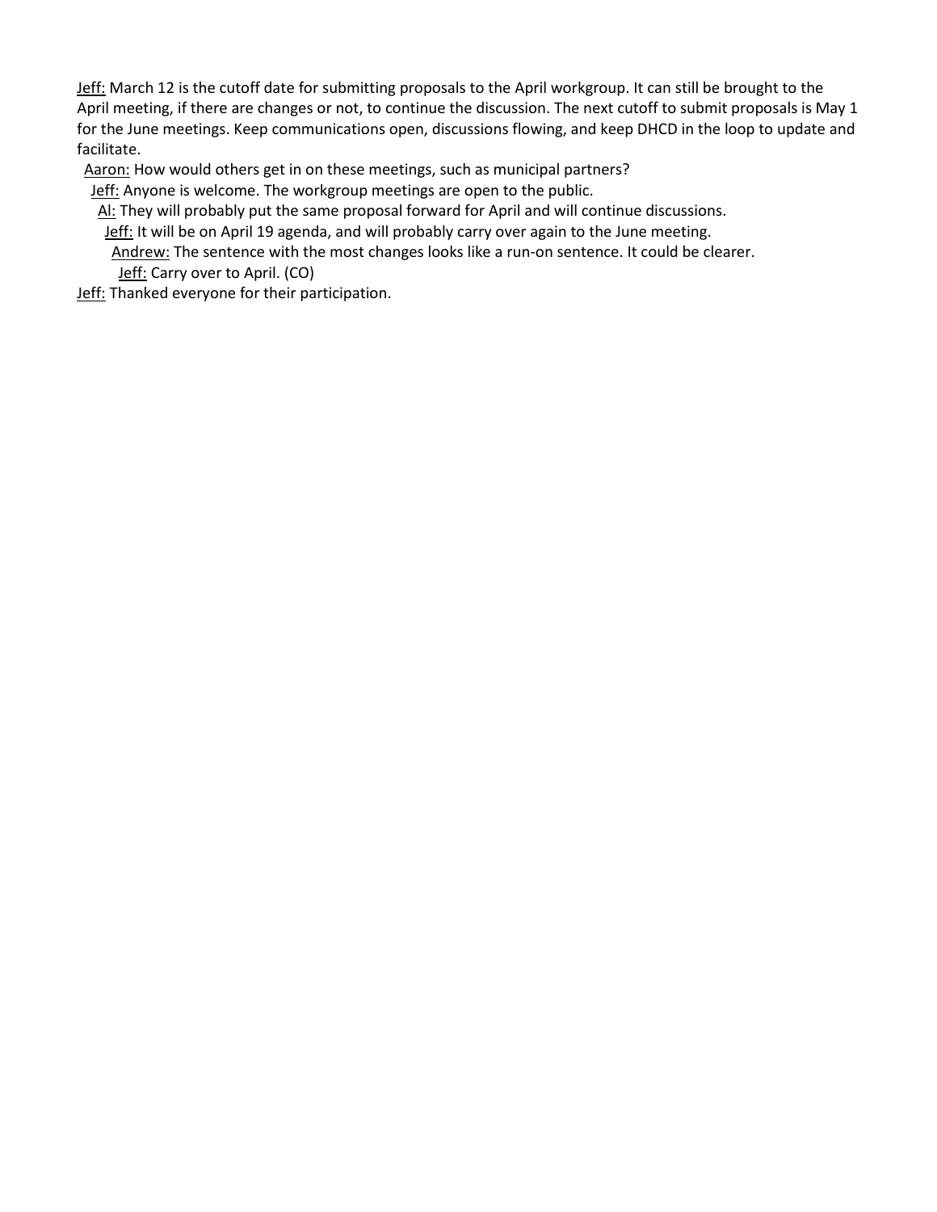<u>Jeff:</u> March 12 is the cutoff date for submitting proposals to the April workgroup. It can still be brought to the April meeting, if there are changes or not, to continue the discussion. The next cutoff to submit proposals is May 1 for the June meetings. Keep communications open, discussions flowing, and keep DHCD in the loop to update and facilitate.

<u>Aaron:</u> How would others get in on these meetings, such as municipal partners?

<u>Jeff:</u> Anyone is welcome. The workgroup meetings are open to the public.

<u>Al:</u> They will probably put the same proposal forward for April and will continue discussions.

<u>Jeff:</u> It will be on April 19 agenda, and will probably carry over again to the June meeting.

<u>Andrew:</u> The sentence with the most changes looks like a run-on sentence. It could be clearer.

<u>Jeff:</u> Carry over to April. (CO)

<u>Jeff:</u> Thanked everyone for their participation.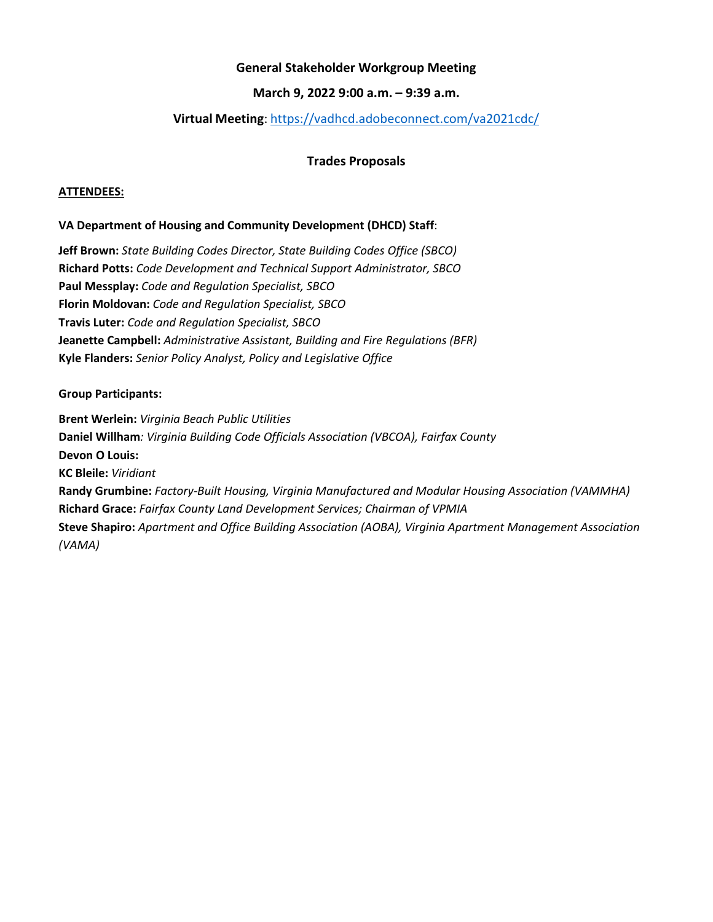**General Stakeholder Workgroup Meeting**

**March 9, 2022 9:00 a.m. – 9:39 a.m.**

**Virtual Meeting**: https://vadhcd.adobeconnect.com/va2021cdc/

**Trades Proposals**

**ATTENDEES:**

**VA Department of Housing and Community Development (DHCD) Staff**:

**Jeff Brown:** *State Building Codes Director, State Building Codes Office (SBCO)*
**Richard Potts:** *Code Development and Technical Support Administrator, SBCO*
**Paul Messplay:** *Code and Regulation Specialist, SBCO*
**Florin Moldovan:** *Code and Regulation Specialist, SBCO*
**Travis Luter:** *Code and Regulation Specialist, SBCO*
**Jeanette Campbell:** *Administrative Assistant, Building and Fire Regulations (BFR)*
**Kyle Flanders:** *Senior Policy Analyst, Policy and Legislative Office*

**Group Participants:**

**Brent Werlein:** *Virginia Beach Public Utilities*
**Daniel Willham***: Virginia Building Code Officials Association (VBCOA), Fairfax County*
**Devon O Louis:**
**KC Bleile:** *Viridiant*
**Randy Grumbine:** *Factory-Built Housing, Virginia Manufactured and Modular Housing Association (VAMMHA)*
**Richard Grace:** *Fairfax County Land Development Services; Chairman of VPMIA*
**Steve Shapiro:** *Apartment and Office Building Association (AOBA), Virginia Apartment Management Association (VAMA)*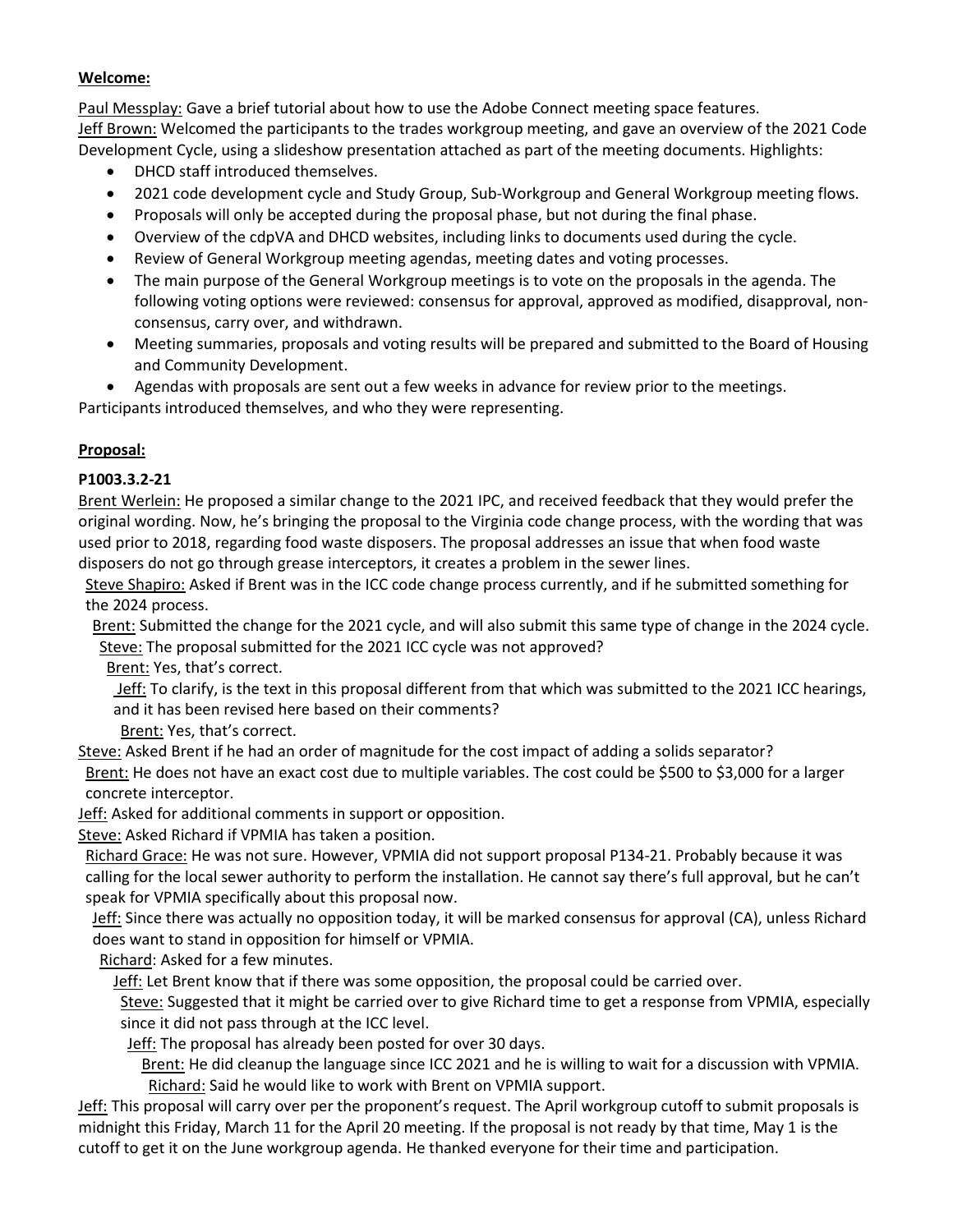**Welcome:**

Paul Messplay: Gave a brief tutorial about how to use the Adobe Connect meeting space features.
Jeff Brown: Welcomed the participants to the trades workgroup meeting, and gave an overview of the 2021 Code Development Cycle, using a slideshow presentation attached as part of the meeting documents. Highlights:

- DHCD staff introduced themselves.
- 2021 code development cycle and Study Group, Sub-Workgroup and General Workgroup meeting flows.
- Proposals will only be accepted during the proposal phase, but not during the final phase.
- Overview of the cdpVA and DHCD websites, including links to documents used during the cycle.
- Review of General Workgroup meeting agendas, meeting dates and voting processes.
- The main purpose of the General Workgroup meetings is to vote on the proposals in the agenda. The following voting options were reviewed: consensus for approval, approved as modified, disapproval, non-consensus, carry over, and withdrawn.
- Meeting summaries, proposals and voting results will be prepared and submitted to the Board of Housing and Community Development.
- Agendas with proposals are sent out a few weeks in advance for review prior to the meetings.

Participants introduced themselves, and who they were representing.

**Proposal:**

**P1003.3.2-21**

Brent Werlein: He proposed a similar change to the 2021 IPC, and received feedback that they would prefer the original wording. Now, he's bringing the proposal to the Virginia code change process, with the wording that was used prior to 2018, regarding food waste disposers. The proposal addresses an issue that when food waste disposers do not go through grease interceptors, it creates a problem in the sewer lines.

Steve Shapiro: Asked if Brent was in the ICC code change process currently, and if he submitted something for the 2024 process.

Brent: Submitted the change for the 2021 cycle, and will also submit this same type of change in the 2024 cycle.

Steve: The proposal submitted for the 2021 ICC cycle was not approved?

Brent: Yes, that's correct.

Jeff: To clarify, is the text in this proposal different from that which was submitted to the 2021 ICC hearings, and it has been revised here based on their comments?

Brent: Yes, that's correct.

Steve: Asked Brent if he had an order of magnitude for the cost impact of adding a solids separator?

Brent: He does not have an exact cost due to multiple variables. The cost could be $500 to $3,000 for a larger concrete interceptor.

Jeff: Asked for additional comments in support or opposition.

Steve: Asked Richard if VPMIA has taken a position.

Richard Grace: He was not sure. However, VPMIA did not support proposal P134-21. Probably because it was calling for the local sewer authority to perform the installation. He cannot say there's full approval, but he can't speak for VPMIA specifically about this proposal now.

Jeff: Since there was actually no opposition today, it will be marked consensus for approval (CA), unless Richard does want to stand in opposition for himself or VPMIA.

Richard: Asked for a few minutes.

Jeff: Let Brent know that if there was some opposition, the proposal could be carried over.

Steve: Suggested that it might be carried over to give Richard time to get a response from VPMIA, especially since it did not pass through at the ICC level.

Jeff: The proposal has already been posted for over 30 days.

Brent: He did cleanup the language since ICC 2021 and he is willing to wait for a discussion with VPMIA.

Richard: Said he would like to work with Brent on VPMIA support.

Jeff: This proposal will carry over per the proponent's request. The April workgroup cutoff to submit proposals is midnight this Friday, March 11 for the April 20 meeting. If the proposal is not ready by that time, May 1 is the cutoff to get it on the June workgroup agenda. He thanked everyone for their time and participation.